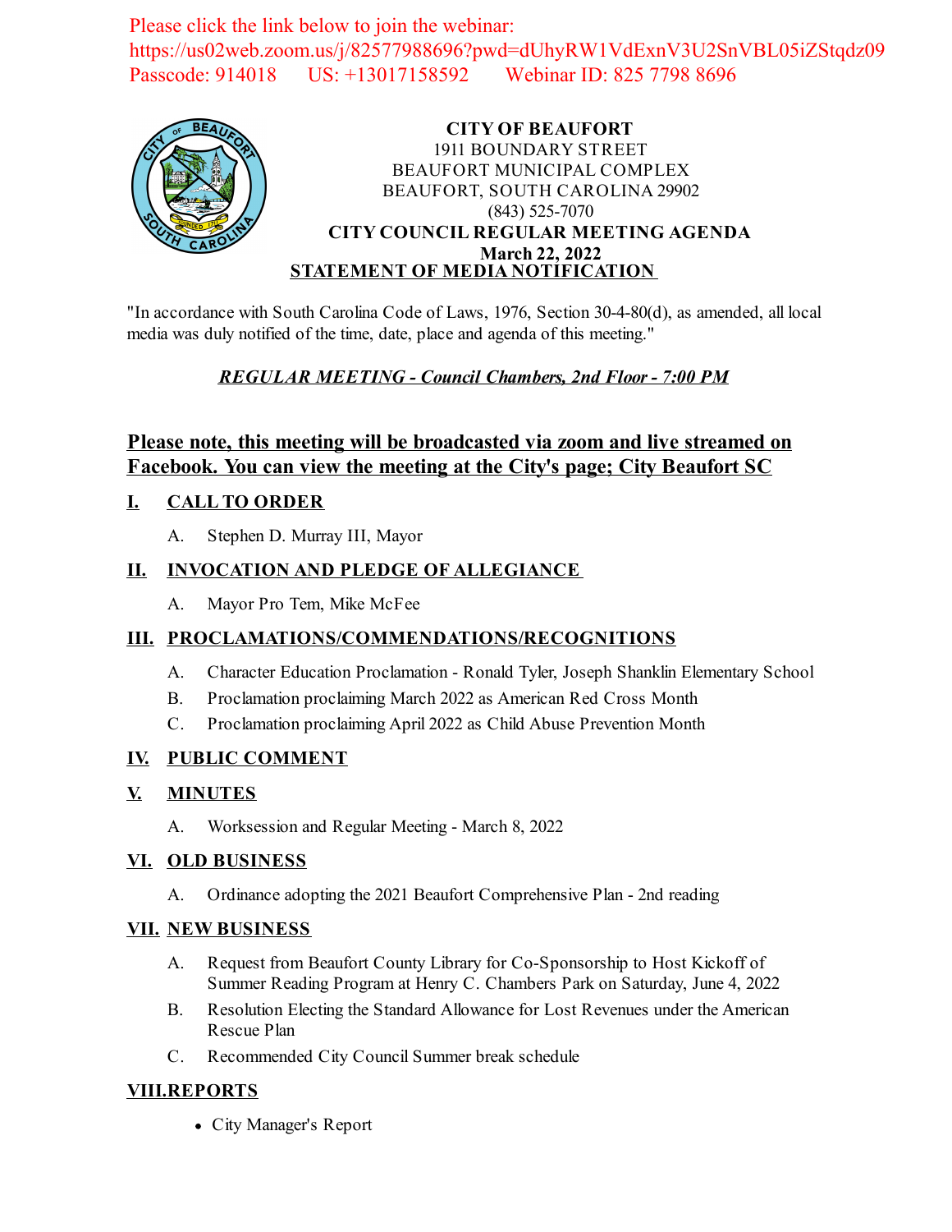Please click the link below to join the webinar:
https://us02web.zoom.us/j/82577988696?pwd=dUhyRW1VdExnV3U2SnVBL05iZStqdz09
Passcode: 914018 US: +13017158592 Webinar ID: 825 7798 8696

**CITY OF BEAUFORT**
1911 BOUNDARY STREET
BEAUFORT MUNICIPAL COMPLEX
BEAUFORT, SOUTH CAROLINA 29902
(843) 525-7070
**CITY COUNCIL REGULAR MEETING AGENDA**
**March 22, 2022**

**STATEMENT OF MEDIA NOTIFICATION**

"In accordance with South Carolina Code of Laws, 1976, Section 30-4-80(d), as amended, all local media was duly notified of the time, date, place and agenda of this meeting."

***REGULAR MEETING - Council Chambers, 2nd Floor - 7:00 PM***

**Please note, this meeting will be broadcasted via zoom and live streamed on Facebook. You can view the meeting at the City's page; City Beaufort SC**

## I. CALL TO ORDER

A. Stephen D. Murray III, Mayor

## II. INVOCATION AND PLEDGE OF ALLEGIANCE

A. Mayor Pro Tem, Mike McFee

## III. PROCLAMATIONS/COMMENDATIONS/RECOGNITIONS

A. Character Education Proclamation - Ronald Tyler, Joseph Shanklin Elementary School

B. Proclamation proclaiming March 2022 as American Red Cross Month

C. Proclamation proclaiming April 2022 as Child Abuse Prevention Month

## IV. PUBLIC COMMENT

## V. MINUTES

A. Worksession and Regular Meeting - March 8, 2022

## VI. OLD BUSINESS

A. Ordinance adopting the 2021 Beaufort Comprehensive Plan - 2nd reading

## VII. NEW BUSINESS

A. Request from Beaufort County Library for Co-Sponsorship to Host Kickoff of Summer Reading Program at Henry C. Chambers Park on Saturday, June 4, 2022

B. Resolution Electing the Standard Allowance for Lost Revenues under the American Rescue Plan

C. Recommended City Council Summer break schedule

## VIII. REPORTS

- City Manager's Report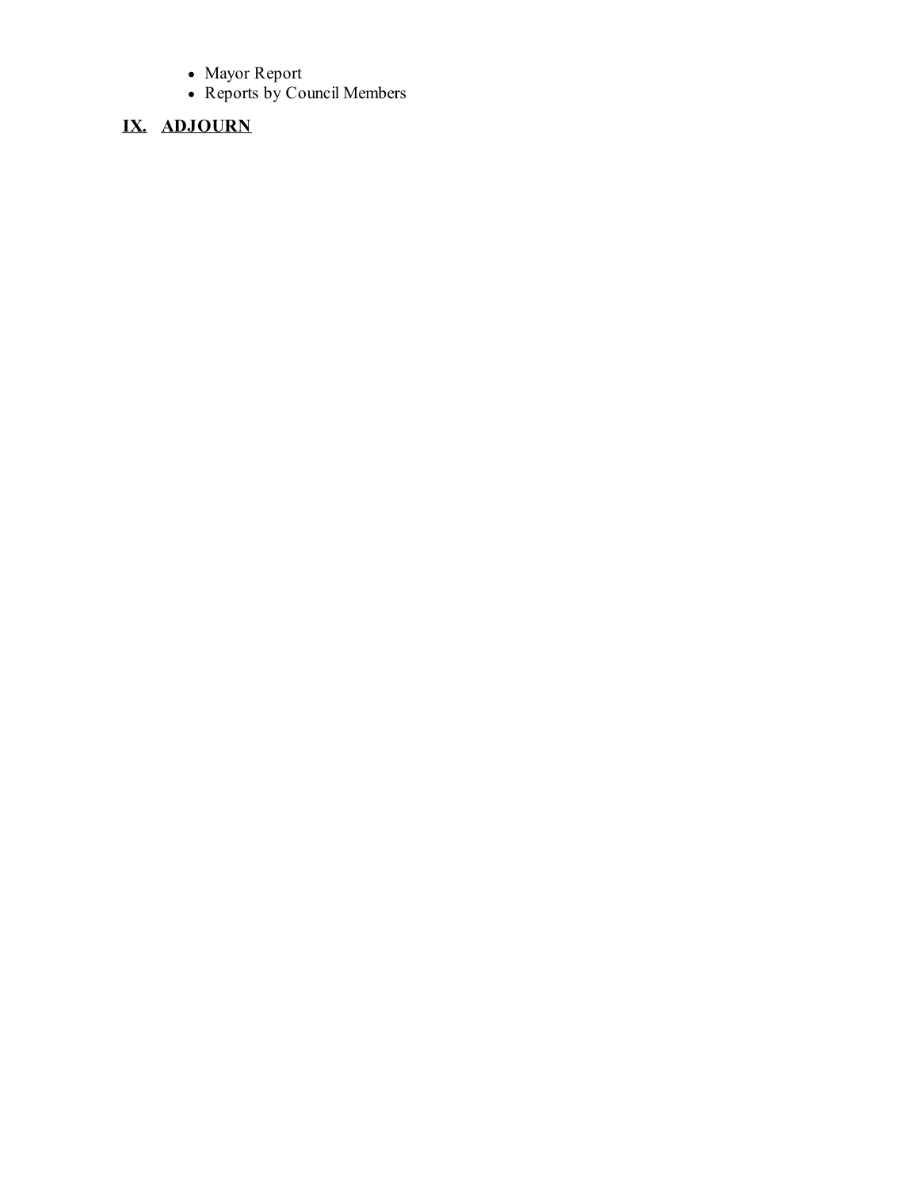- Mayor Report
- Reports by Council Members

## **IX. ADJOURN**